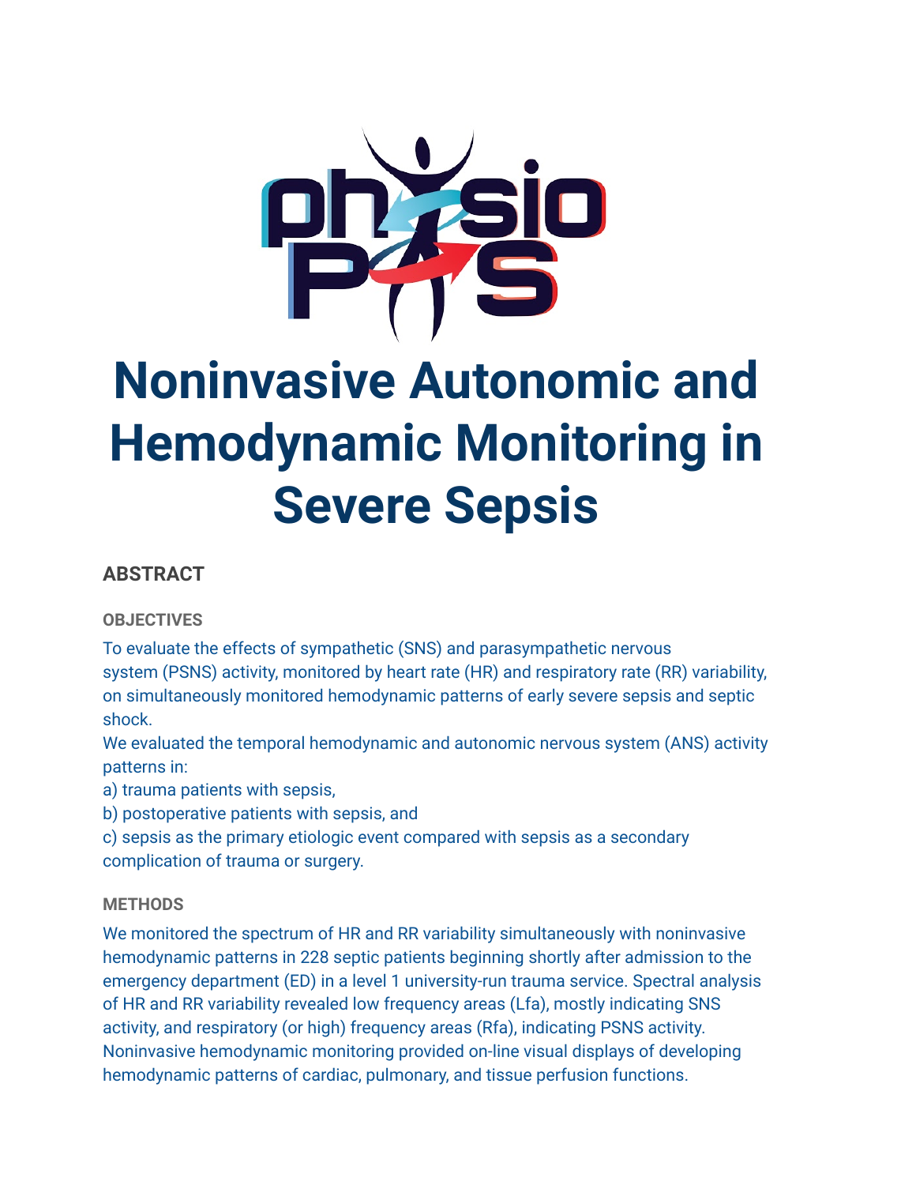# Noninvasive Autonomic and Hemodynamic Monitoring in Severe Sepsis

## ABSTRACT

### OBJECTIVES

To evaluate the effects of sympathetic (SNS) and parasympathetic nervous system (PSNS) activity, monitored by heart rate (HR) and respiratory rate (RR) variability, on simultaneously monitored hemodynamic patterns of early severe sepsis and septic shock.

We evaluated the temporal hemodynamic and autonomic nervous system (ANS) activity patterns in:

a) trauma patients with sepsis,

b) postoperative patients with sepsis, and

c) sepsis as the primary etiologic event compared with sepsis as a secondary complication of trauma or surgery.

### METHODS

We monitored the spectrum of HR and RR variability simultaneously with noninvasive hemodynamic patterns in 228 septic patients beginning shortly after admission to the emergency department (ED) in a level 1 university-run trauma service. Spectral analysis of HR and RR variability revealed low frequency areas (Lfa), mostly indicating SNS activity, and respiratory (or high) frequency areas (Rfa), indicating PSNS activity. Noninvasive hemodynamic monitoring provided on-line visual displays of developing hemodynamic patterns of cardiac, pulmonary, and tissue perfusion functions.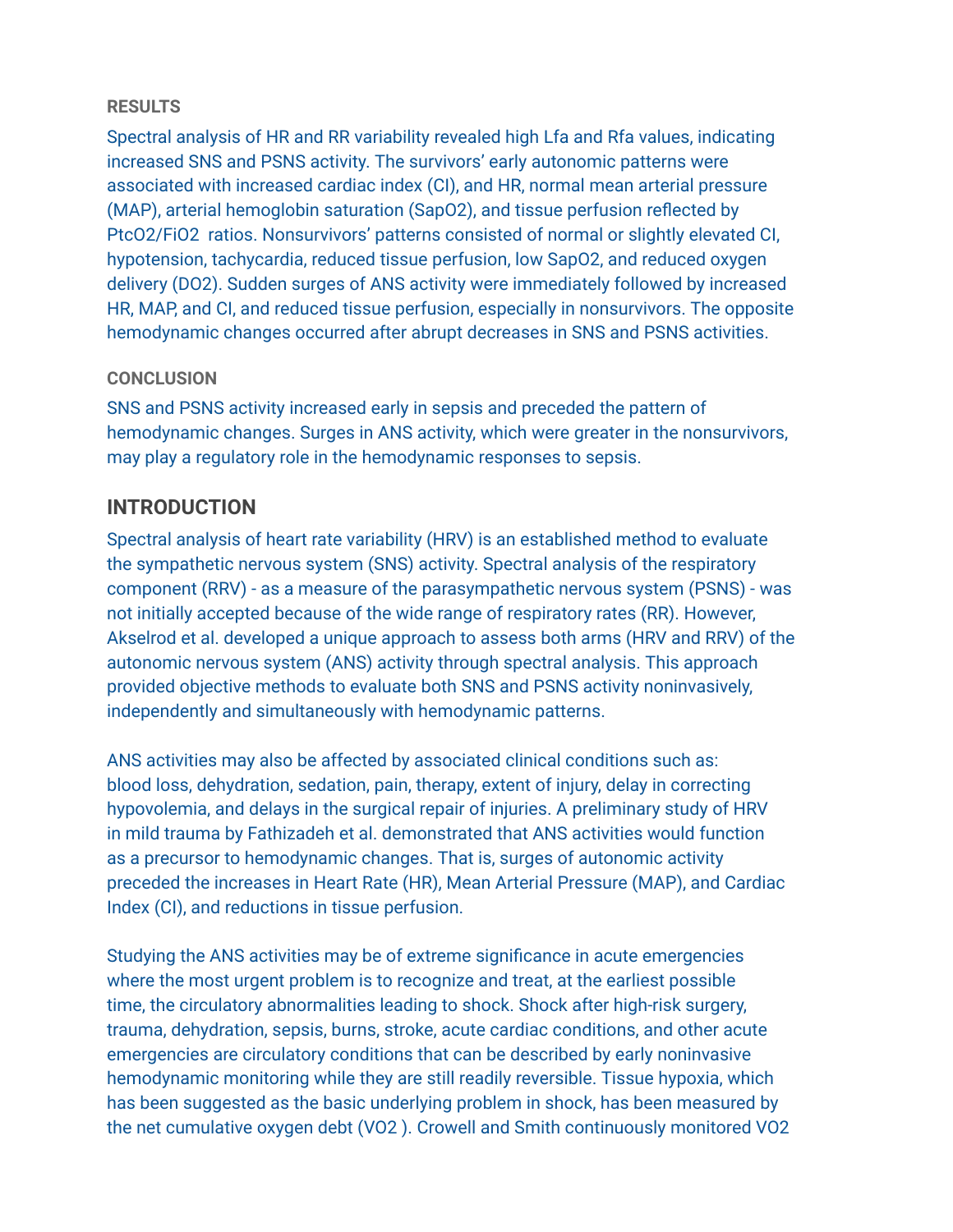**RESULTS**

Spectral analysis of HR and RR variability revealed high Lfa and Rfa values, indicating increased SNS and PSNS activity. The survivors' early autonomic patterns were associated with increased cardiac index (CI), and HR, normal mean arterial pressure (MAP), arterial hemoglobin saturation ($SapO_2$), and tissue perfusion reflected by $PtcO_2/FiO_2$ ratios. Nonsurvivors' patterns consisted of normal or slightly elevated CI, hypotension, tachycardia, reduced tissue perfusion, low $SapO_2$, and reduced oxygen delivery ($DO_2$). Sudden surges of ANS activity were immediately followed by increased HR, MAP, and CI, and reduced tissue perfusion, especially in nonsurvivors. The opposite hemodynamic changes occurred after abrupt decreases in SNS and PSNS activities.

**CONCLUSION**

SNS and PSNS activity increased early in sepsis and preceded the pattern of hemodynamic changes. Surges in ANS activity, which were greater in the nonsurvivors, may play a regulatory role in the hemodynamic responses to sepsis.

## INTRODUCTION

Spectral analysis of heart rate variability (HRV) is an established method to evaluate the sympathetic nervous system (SNS) activity. Spectral analysis of the respiratory component (RRV) - as a measure of the parasympathetic nervous system (PSNS) - was not initially accepted because of the wide range of respiratory rates (RR). However, Akselrod et al. developed a unique approach to assess both arms (HRV and RRV) of the autonomic nervous system (ANS) activity through spectral analysis. This approach provided objective methods to evaluate both SNS and PSNS activity noninvasively, independently and simultaneously with hemodynamic patterns.

ANS activities may also be affected by associated clinical conditions such as: blood loss, dehydration, sedation, pain, therapy, extent of injury, delay in correcting hypovolemia, and delays in the surgical repair of injuries. A preliminary study of HRV in mild trauma by Fathizadeh et al. demonstrated that ANS activities would function as a precursor to hemodynamic changes. That is, surges of autonomic activity preceded the increases in Heart Rate (HR), Mean Arterial Pressure (MAP), and Cardiac Index (CI), and reductions in tissue perfusion.

Studying the ANS activities may be of extreme significance in acute emergencies where the most urgent problem is to recognize and treat, at the earliest possible time, the circulatory abnormalities leading to shock. Shock after high-risk surgery, trauma, dehydration, sepsis, burns, stroke, acute cardiac conditions, and other acute emergencies are circulatory conditions that can be described by early noninvasive hemodynamic monitoring while they are still readily reversible. Tissue hypoxia, which has been suggested as the basic underlying problem in shock, has been measured by the net cumulative oxygen debt ($VO_2$ ). Crowell and Smith continuously monitored $VO_2$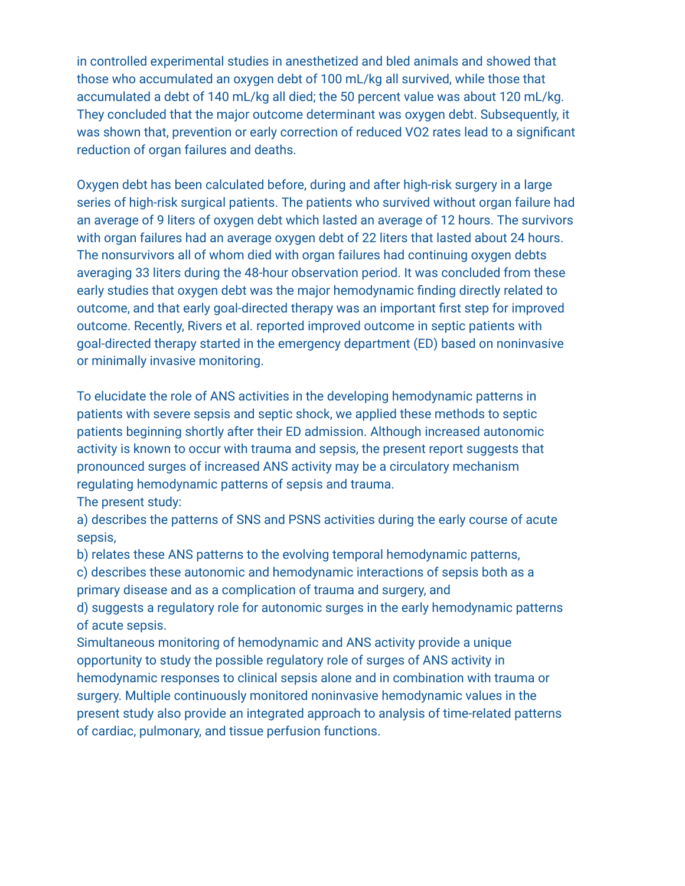in controlled experimental studies in anesthetized and bled animals and showed that those who accumulated an oxygen debt of 100 mL/kg all survived, while those that accumulated a debt of 140 mL/kg all died; the 50 percent value was about 120 mL/kg. They concluded that the major outcome determinant was oxygen debt. Subsequently, it was shown that, prevention or early correction of reduced $VO_2$ rates lead to a significant reduction of organ failures and deaths.

Oxygen debt has been calculated before, during and after high-risk surgery in a large series of high-risk surgical patients. The patients who survived without organ failure had an average of 9 liters of oxygen debt which lasted an average of 12 hours. The survivors with organ failures had an average oxygen debt of 22 liters that lasted about 24 hours. The nonsurvivors all of whom died with organ failures had continuing oxygen debts averaging 33 liters during the 48-hour observation period. It was concluded from these early studies that oxygen debt was the major hemodynamic finding directly related to outcome, and that early goal-directed therapy was an important first step for improved outcome. Recently, Rivers et al. reported improved outcome in septic patients with goal-directed therapy started in the emergency department (ED) based on noninvasive or minimally invasive monitoring.

To elucidate the role of ANS activities in the developing hemodynamic patterns in patients with severe sepsis and septic shock, we applied these methods to septic patients beginning shortly after their ED admission. Although increased autonomic activity is known to occur with trauma and sepsis, the present report suggests that pronounced surges of increased ANS activity may be a circulatory mechanism regulating hemodynamic patterns of sepsis and trauma.

The present study:

a) describes the patterns of SNS and PSNS activities during the early course of acute sepsis,

b) relates these ANS patterns to the evolving temporal hemodynamic patterns,

c) describes these autonomic and hemodynamic interactions of sepsis both as a primary disease and as a complication of trauma and surgery, and

d) suggests a regulatory role for autonomic surges in the early hemodynamic patterns of acute sepsis.

Simultaneous monitoring of hemodynamic and ANS activity provide a unique opportunity to study the possible regulatory role of surges of ANS activity in hemodynamic responses to clinical sepsis alone and in combination with trauma or surgery. Multiple continuously monitored noninvasive hemodynamic values in the present study also provide an integrated approach to analysis of time-related patterns of cardiac, pulmonary, and tissue perfusion functions.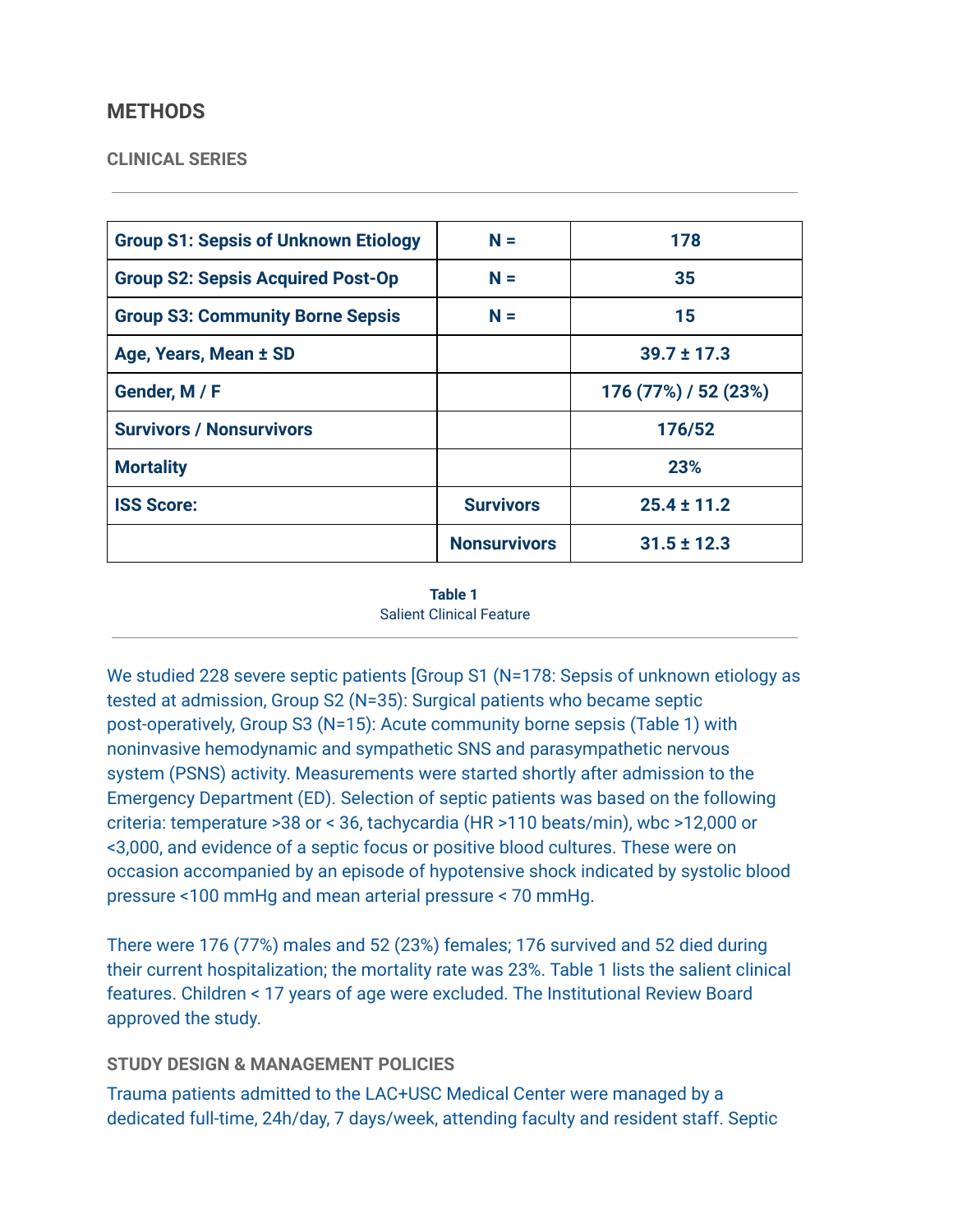## METHODS

### CLINICAL SERIES

| Group S1: Sepsis of Unknown Etiology | N = | 178 |
|---|---|---|
| Group S2: Sepsis Acquired Post-Op | N = | 35 |
| Group S3: Community Borne Sepsis | N = | 15 |
| Age, Years, Mean ± SD | | 39.7 ± 17.3 |
| Gender, M / F | | 176 (77%) / 52 (23%) |
| Survivors / Nonsurvivors | | 176/52 |
| Mortality | | 23% |
| ISS Score: | Survivors | 25.4 ± 11.2 |
| | Nonsurvivors | 31.5 ± 12.3 |

**Table 1**
Salient Clinical Feature

We studied 228 severe septic patients [Group S1 (N=178: Sepsis of unknown etiology as tested at admission, Group S2 (N=35): Surgical patients who became septic post-operatively, Group S3 (N=15): Acute community borne sepsis (Table 1) with noninvasive hemodynamic and sympathetic SNS and parasympathetic nervous system (PSNS) activity. Measurements were started shortly after admission to the Emergency Department (ED). Selection of septic patients was based on the following criteria: temperature >38 or < 36, tachycardia (HR >110 beats/min), wbc >12,000 or <3,000, and evidence of a septic focus or positive blood cultures. These were on occasion accompanied by an episode of hypotensive shock indicated by systolic blood pressure <100 mmHg and mean arterial pressure < 70 mmHg.

There were 176 (77%) males and 52 (23%) females; 176 survived and 52 died during their current hospitalization; the mortality rate was 23%. Table 1 lists the salient clinical features. Children < 17 years of age were excluded. The Institutional Review Board approved the study.

### STUDY DESIGN & MANAGEMENT POLICIES

Trauma patients admitted to the LAC+USC Medical Center were managed by a dedicated full-time, 24h/day, 7 days/week, attending faculty and resident staff. Septic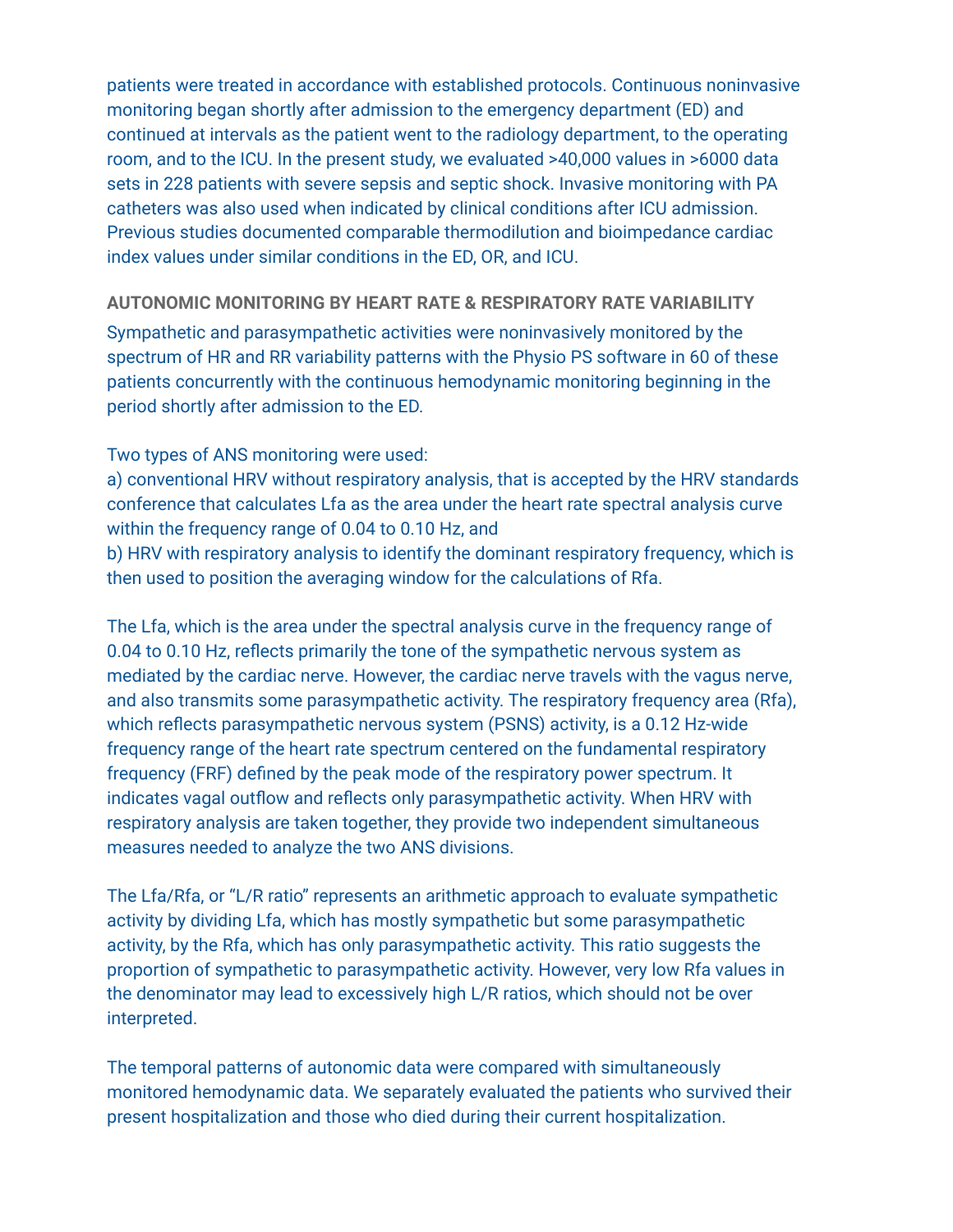patients were treated in accordance with established protocols. Continuous noninvasive monitoring began shortly after admission to the emergency department (ED) and continued at intervals as the patient went to the radiology department, to the operating room, and to the ICU. In the present study, we evaluated >40,000 values in >6000 data sets in 228 patients with severe sepsis and septic shock. Invasive monitoring with PA catheters was also used when indicated by clinical conditions after ICU admission. Previous studies documented comparable thermodilution and bioimpedance cardiac index values under similar conditions in the ED, OR, and ICU.

## AUTONOMIC MONITORING BY HEART RATE & RESPIRATORY RATE VARIABILITY

Sympathetic and parasympathetic activities were noninvasively monitored by the spectrum of HR and RR variability patterns with the Physio PS software in 60 of these patients concurrently with the continuous hemodynamic monitoring beginning in the period shortly after admission to the ED.

Two types of ANS monitoring were used:
a) conventional HRV without respiratory analysis, that is accepted by the HRV standards conference that calculates Lfa as the area under the heart rate spectral analysis curve within the frequency range of 0.04 to 0.10 Hz, and
b) HRV with respiratory analysis to identify the dominant respiratory frequency, which is then used to position the averaging window for the calculations of Rfa.

The Lfa, which is the area under the spectral analysis curve in the frequency range of 0.04 to 0.10 Hz, reflects primarily the tone of the sympathetic nervous system as mediated by the cardiac nerve. However, the cardiac nerve travels with the vagus nerve, and also transmits some parasympathetic activity. The respiratory frequency area (Rfa), which reflects parasympathetic nervous system (PSNS) activity, is a 0.12 Hz-wide frequency range of the heart rate spectrum centered on the fundamental respiratory frequency (FRF) defined by the peak mode of the respiratory power spectrum. It indicates vagal outflow and reflects only parasympathetic activity. When HRV with respiratory analysis are taken together, they provide two independent simultaneous measures needed to analyze the two ANS divisions.

The Lfa/Rfa, or "L/R ratio" represents an arithmetic approach to evaluate sympathetic activity by dividing Lfa, which has mostly sympathetic but some parasympathetic activity, by the Rfa, which has only parasympathetic activity. This ratio suggests the proportion of sympathetic to parasympathetic activity. However, very low Rfa values in the denominator may lead to excessively high L/R ratios, which should not be over interpreted.

The temporal patterns of autonomic data were compared with simultaneously monitored hemodynamic data. We separately evaluated the patients who survived their present hospitalization and those who died during their current hospitalization.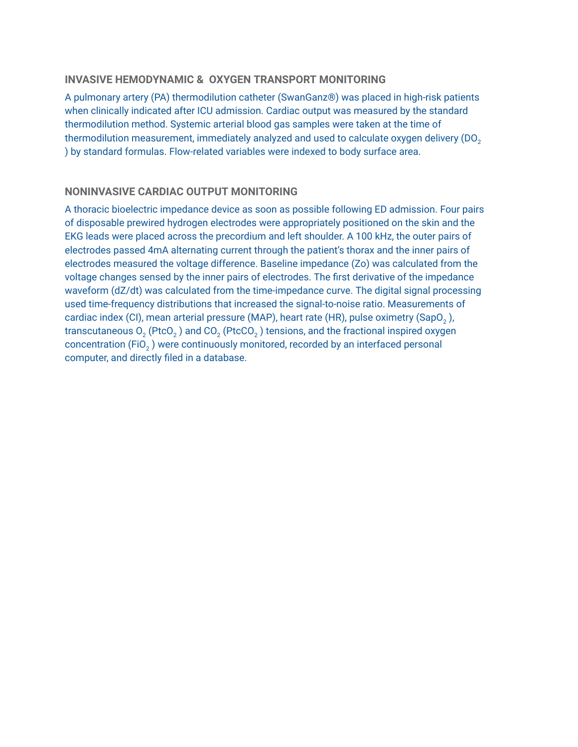## INVASIVE HEMODYNAMIC & OXYGEN TRANSPORT MONITORING

A pulmonary artery (PA) thermodilution catheter (SwanGanz®) was placed in high-risk patients when clinically indicated after ICU admission. Cardiac output was measured by the standard thermodilution method. Systemic arterial blood gas samples were taken at the time of thermodilution measurement, immediately analyzed and used to calculate oxygen delivery ($DO_2$) by standard formulas. Flow-related variables were indexed to body surface area.

## NONINVASIVE CARDIAC OUTPUT MONITORING

A thoracic bioelectric impedance device as soon as possible following ED admission. Four pairs of disposable prewired hydrogen electrodes were appropriately positioned on the skin and the EKG leads were placed across the precordium and left shoulder. A 100 kHz, the outer pairs of electrodes passed 4mA alternating current through the patient's thorax and the inner pairs of electrodes measured the voltage difference. Baseline impedance (Zo) was calculated from the voltage changes sensed by the inner pairs of electrodes. The first derivative of the impedance waveform (dZ/dt) was calculated from the time-impedance curve. The digital signal processing used time-frequency distributions that increased the signal-to-noise ratio. Measurements of cardiac index (CI), mean arterial pressure (MAP), heart rate (HR), pulse oximetry ($SapO_2$), transcutaneous $O_2$ ($PtcO_2$) and $CO_2$ ($PtcCO_2$) tensions, and the fractional inspired oxygen concentration ($FiO_2$) were continuously monitored, recorded by an interfaced personal computer, and directly filed in a database.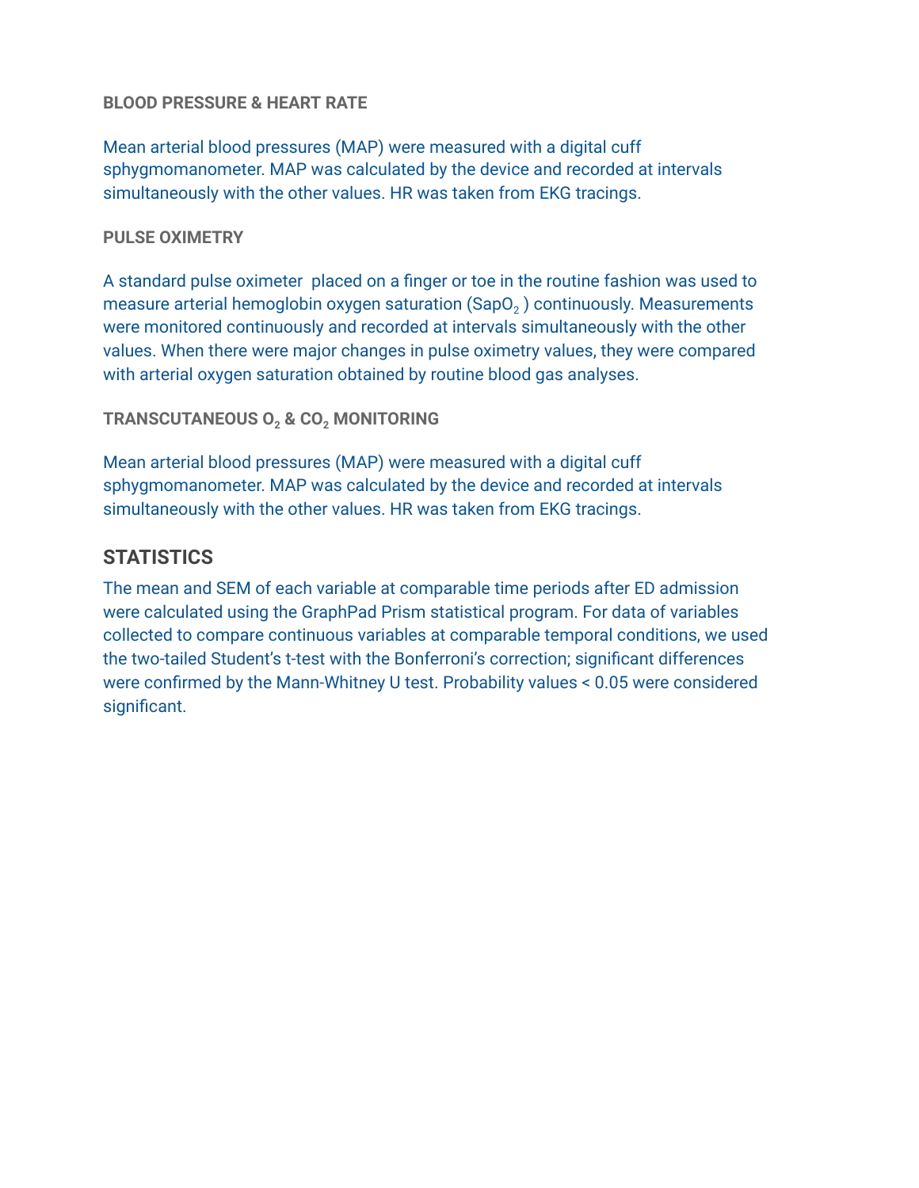### BLOOD PRESSURE & HEART RATE

Mean arterial blood pressures (MAP) were measured with a digital cuff sphygmomanometer. MAP was calculated by the device and recorded at intervals simultaneously with the other values. HR was taken from EKG tracings.

### PULSE OXIMETRY

A standard pulse oximeter placed on a finger or toe in the routine fashion was used to measure arterial hemoglobin oxygen saturation ($SapO_2$) continuously. Measurements were monitored continuously and recorded at intervals simultaneously with the other values. When there were major changes in pulse oximetry values, they were compared with arterial oxygen saturation obtained by routine blood gas analyses.

### TRANSCUTANEOUS $O_2$ & $CO_2$ MONITORING

Mean arterial blood pressures (MAP) were measured with a digital cuff sphygmomanometer. MAP was calculated by the device and recorded at intervals simultaneously with the other values. HR was taken from EKG tracings.

## STATISTICS

The mean and SEM of each variable at comparable time periods after ED admission were calculated using the GraphPad Prism statistical program. For data of variables collected to compare continuous variables at comparable temporal conditions, we used the two-tailed Student's t-test with the Bonferroni's correction; significant differences were confirmed by the Mann-Whitney U test. Probability values $< 0.05$ were considered significant.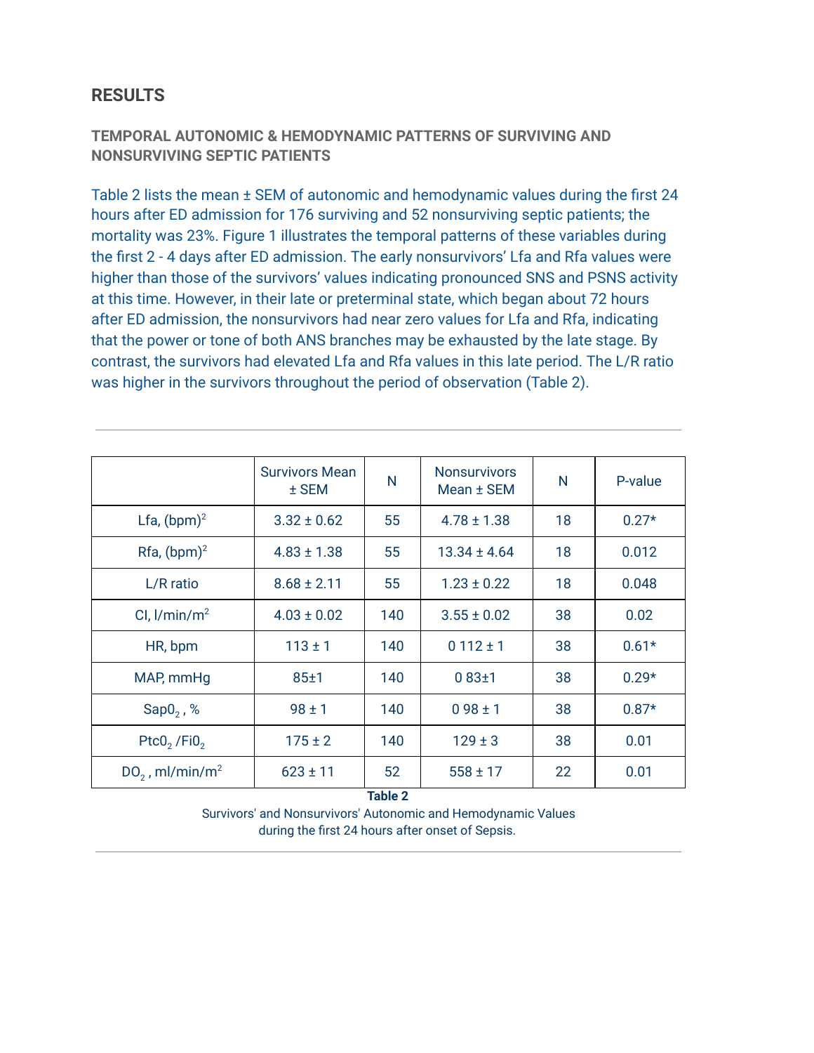## RESULTS

### TEMPORAL AUTONOMIC & HEMODYNAMIC PATTERNS OF SURVIVING AND NONSURVIVING SEPTIC PATIENTS

Table 2 lists the mean ± SEM of autonomic and hemodynamic values during the first 24 hours after ED admission for 176 surviving and 52 nonsurviving septic patients; the mortality was 23%. Figure 1 illustrates the temporal patterns of these variables during the first 2 - 4 days after ED admission. The early nonsurvivors' Lfa and Rfa values were higher than those of the survivors' values indicating pronounced SNS and PSNS activity at this time. However, in their late or preterminal state, which began about 72 hours after ED admission, the nonsurvivors had near zero values for Lfa and Rfa, indicating that the power or tone of both ANS branches may be exhausted by the late stage. By contrast, the survivors had elevated Lfa and Rfa values in this late period. The L/R ratio was higher in the survivors throughout the period of observation (Table 2).

| | Survivors Mean ± SEM | N | Nonsurvivors Mean ± SEM | N | P-value |
|---|---|---|---|---|---|
| Lfa, $(bpm)^2$ | 3.32 ± 0.62 | 55 | 4.78 ± 1.38 | 18 | 0.27* |
| Rfa, $(bpm)^2$ | 4.83 ± 1.38 | 55 | 13.34 ± 4.64 | 18 | 0.012 |
| L/R ratio | 8.68 ± 2.11 | 55 | 1.23 ± 0.22 | 18 | 0.048 |
| CI, $l/min/m^2$ | 4.03 ± 0.02 | 140 | 3.55 ± 0.02 | 38 | 0.02 |
| HR, bpm | 113 ± 1 | 140 | 0 112 ± 1 | 38 | 0.61* |
| MAP, mmHg | 85±1 | 140 | 0 83±1 | 38 | 0.29* |
| $SapO_2$ , % | 98 ± 1 | 140 | 0 98 ± 1 | 38 | 0.87* |
| $PtcO_2$ /$FiO_2$ | 175 ± 2 | 140 | 129 ± 3 | 38 | 0.01 |
| $DO_2$ , $ml/min/m^2$ | 623 ± 11 | 52 | 558 ± 17 | 22 | 0.01 |

**Table 2**

Survivors' and Nonsurvivors' Autonomic and Hemodynamic Values during the first 24 hours after onset of Sepsis.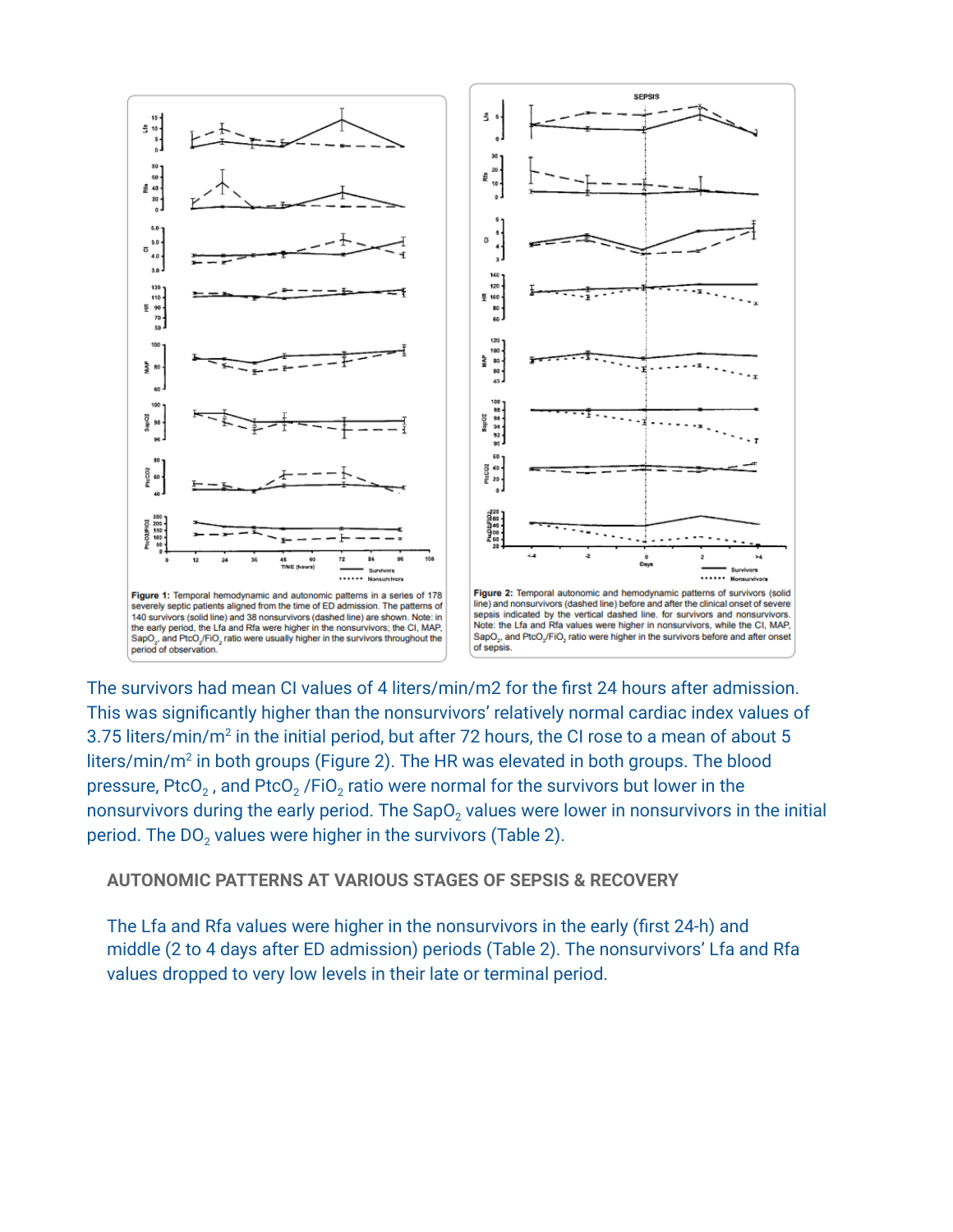Figure 1: Temporal hemodynamic and autonomic patterns in a series of 178 severely septic patients aligned from the time of ED admission. The patterns of 140 survivors (solid line) and 38 nonsurvivors (dashed line) are shown. Note: in the early period, the Lfa and Rfa were higher in the nonsurvivors; the CI, MAP, $SapO_2$, and $PtcO_2/FiO_2$ ratio were usually higher in the survivors throughout the period of observation.

Figure 2: Temporal autonomic and hemodynamic patterns of survivors (solid line) and nonsurvivors (dashed line) before and after the clinical onset of severe sepsis indicated by the vertical dashed line. for survivors and nonsurvivors. Note: the Lfa and Rfa values were higher in nonsurvivors, while the CI, MAP, $SapO_2$, and $PtcO_2/FiO_2$ ratio were higher in the survivors before and after onset of sepsis.

The survivors had mean CI values of 4 liters/min/m2 for the first 24 hours after admission. This was significantly higher than the nonsurvivors' relatively normal cardiac index values of 3.75 liters/min/$m^2$ in the initial period, but after 72 hours, the CI rose to a mean of about 5 liters/min/$m^2$ in both groups (Figure 2). The HR was elevated in both groups. The blood pressure, $PtcO_2$, and $PtcO_2/FiO_2$ ratio were normal for the survivors but lower in the nonsurvivors during the early period. The $SapO_2$ values were lower in nonsurvivors in the initial period. The $DO_2$ values were higher in the survivors (Table 2).

## AUTONOMIC PATTERNS AT VARIOUS STAGES OF SEPSIS & RECOVERY

The Lfa and Rfa values were higher in the nonsurvivors in the early (first 24-h) and middle (2 to 4 days after ED admission) periods (Table 2). The nonsurvivors' Lfa and Rfa values dropped to very low levels in their late or terminal period.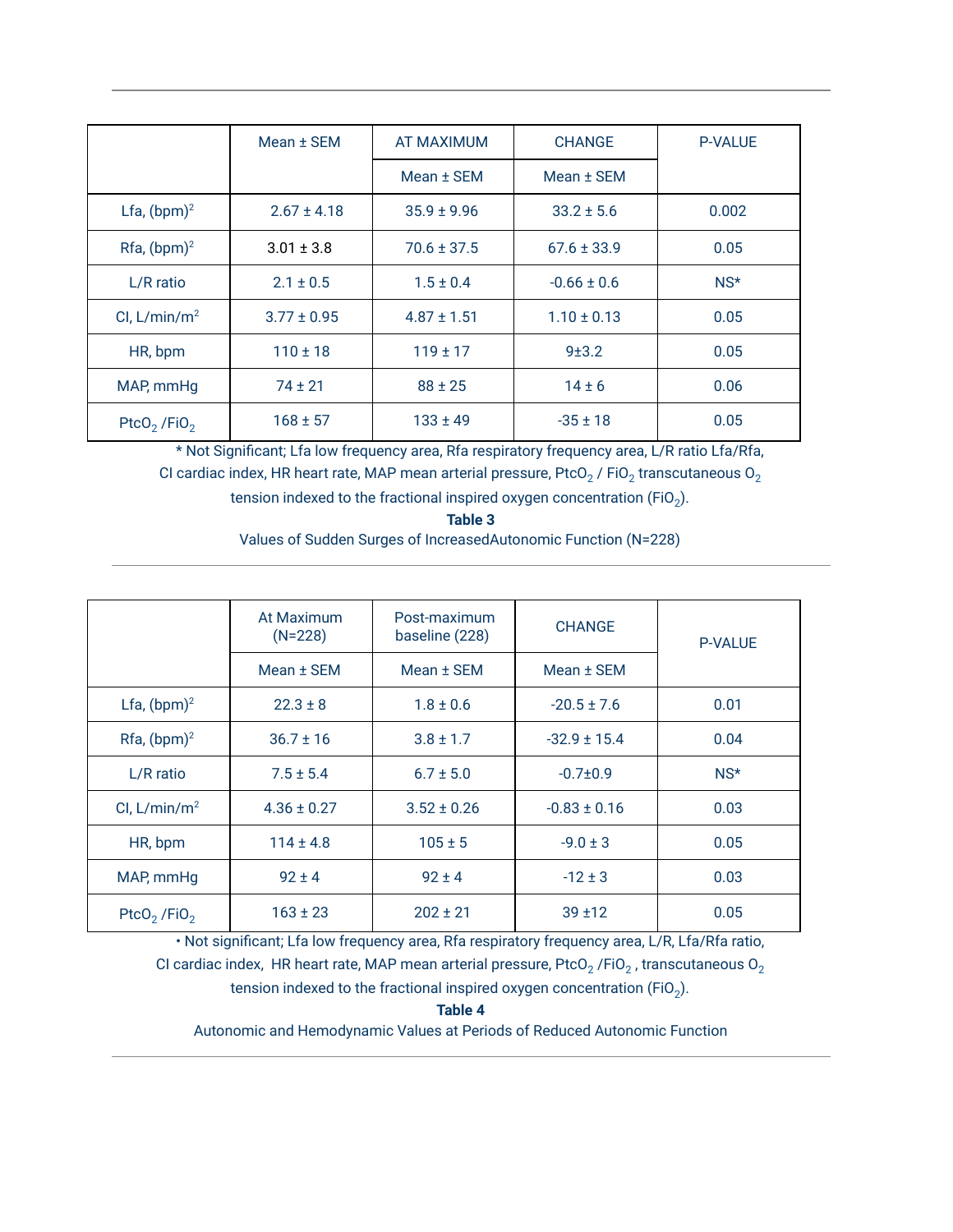| | Mean ± SEM | AT MAXIMUM | CHANGE | P-VALUE |
|---|---|---|---|---|
| | | Mean ± SEM | Mean ± SEM | |
| Lfa, $(bpm)^2$ | 2.67 ± 4.18 | 35.9 ± 9.96 | 33.2 ± 5.6 | 0.002 |
| Rfa, $(bpm)^2$ | 3.01 ± 3.8 | 70.6 ± 37.5 | 67.6 ± 33.9 | 0.05 |
| L/R ratio | 2.1 ± 0.5 | 1.5 ± 0.4 | -0.66 ± 0.6 | NS* |
| CI, $L/min/m^2$ | 3.77 ± 0.95 | 4.87 ± 1.51 | 1.10 ± 0.13 | 0.05 |
| HR, bpm | 110 ± 18 | 119 ± 17 | 9±3.2 | 0.05 |
| MAP, mmHg | 74 ± 21 | 88 ± 25 | 14 ± 6 | 0.06 |
| $PtcO_2$ /$FiO_2$ | 168 ± 57 | 133 ± 49 | -35 ± 18 | 0.05 |

* Not Significant; Lfa low frequency area, Rfa respiratory frequency area, L/R ratio Lfa/Rfa, CI cardiac index, HR heart rate, MAP mean arterial pressure, $PtcO_2$ / $FiO_2$ transcutaneous $O_2$ tension indexed to the fractional inspired oxygen concentration ($FiO_2$).

**Table 3**

Values of Sudden Surges of IncreasedAutonomic Function (N=228)

| | At Maximum (N=228) | Post-maximum baseline (228) | CHANGE | P-VALUE |
|---|---|---|---|---|
| | Mean ± SEM | Mean ± SEM | Mean ± SEM | |
| Lfa, $(bpm)^2$ | 22.3 ± 8 | 1.8 ± 0.6 | -20.5 ± 7.6 | 0.01 |
| Rfa, $(bpm)^2$ | 36.7 ± 16 | 3.8 ± 1.7 | -32.9 ± 15.4 | 0.04 |
| L/R ratio | 7.5 ± 5.4 | 6.7 ± 5.0 | -0.7±0.9 | NS* |
| CI, $L/min/m^2$ | 4.36 ± 0.27 | 3.52 ± 0.26 | -0.83 ± 0.16 | 0.03 |
| HR, bpm | 114 ± 4.8 | 105 ± 5 | -9.0 ± 3 | 0.05 |
| MAP, mmHg | 92 ± 4 | 92 ± 4 | -12 ± 3 | 0.03 |
| $PtcO_2$ /$FiO_2$ | 163 ± 23 | 202 ± 21 | 39 ±12 | 0.05 |

• Not significant; Lfa low frequency area, Rfa respiratory frequency area, L/R, Lfa/Rfa ratio, CI cardiac index, HR heart rate, MAP mean arterial pressure, $PtcO_2$ /$FiO_2$ , transcutaneous $O_2$ tension indexed to the fractional inspired oxygen concentration ($FiO_2$).

**Table 4**

Autonomic and Hemodynamic Values at Periods of Reduced Autonomic Function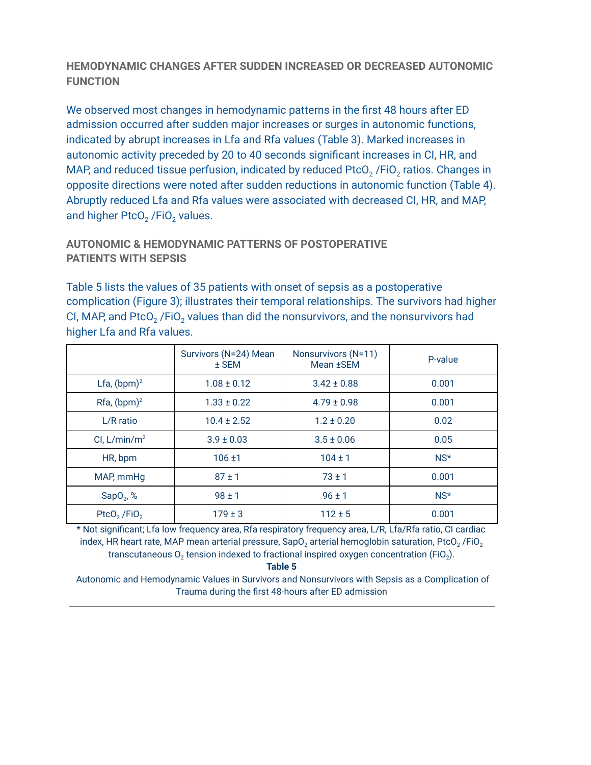### HEMODYNAMIC CHANGES AFTER SUDDEN INCREASED OR DECREASED AUTONOMIC FUNCTION

We observed most changes in hemodynamic patterns in the first 48 hours after ED admission occurred after sudden major increases or surges in autonomic functions, indicated by abrupt increases in Lfa and Rfa values (Table 3). Marked increases in autonomic activity preceded by 20 to 40 seconds significant increases in CI, HR, and MAP, and reduced tissue perfusion, indicated by reduced $PtcO_2$ /$FiO_2$ ratios. Changes in opposite directions were noted after sudden reductions in autonomic function (Table 4). Abruptly reduced Lfa and Rfa values were associated with decreased CI, HR, and MAP, and higher $PtcO_2$ /$FiO_2$ values.

### AUTONOMIC & HEMODYNAMIC PATTERNS OF POSTOPERATIVE PATIENTS WITH SEPSIS

Table 5 lists the values of 35 patients with onset of sepsis as a postoperative complication (Figure 3); illustrates their temporal relationships. The survivors had higher CI, MAP, and $PtcO_2$ /$FiO_2$ values than did the nonsurvivors, and the nonsurvivors had higher Lfa and Rfa values.

| | Survivors (N=24) Mean ± SEM | Nonsurvivors (N=11) Mean ±SEM | P-value |
|---|---|---|---|
| Lfa, $(bpm)^2$ | 1.08 ± 0.12 | 3.42 ± 0.88 | 0.001 |
| Rfa, $(bpm)^2$ | 1.33 ± 0.22 | 4.79 ± 0.98 | 0.001 |
| L/R ratio | 10.4 ± 2.52 | 1.2 ± 0.20 | 0.02 |
| CI, L/min/$m^2$ | 3.9 ± 0.03 | 3.5 ± 0.06 | 0.05 |
| HR, bpm | 106 ±1 | 104 ± 1 | NS* |
| MAP, mmHg | 87 ± 1 | 73 ± 1 | 0.001 |
| $SapO_2$, % | 98 ± 1 | 96 ± 1 | NS* |
| $PtcO_2$ /$FiO_2$ | 179 ± 3 | 112 ± 5 | 0.001 |

* Not significant; Lfa low frequency area, Rfa respiratory frequency area, L/R, Lfa/Rfa ratio, CI cardiac index, HR heart rate, MAP mean arterial pressure, $SapO_2$ arterial hemoglobin saturation, $PtcO_2$ /$FiO_2$ transcutaneous $O_2$ tension indexed to fractional inspired oxygen concentration ($FiO_2$).

**Table 5**

Autonomic and Hemodynamic Values in Survivors and Nonsurvivors with Sepsis as a Complication of Trauma during the first 48-hours after ED admission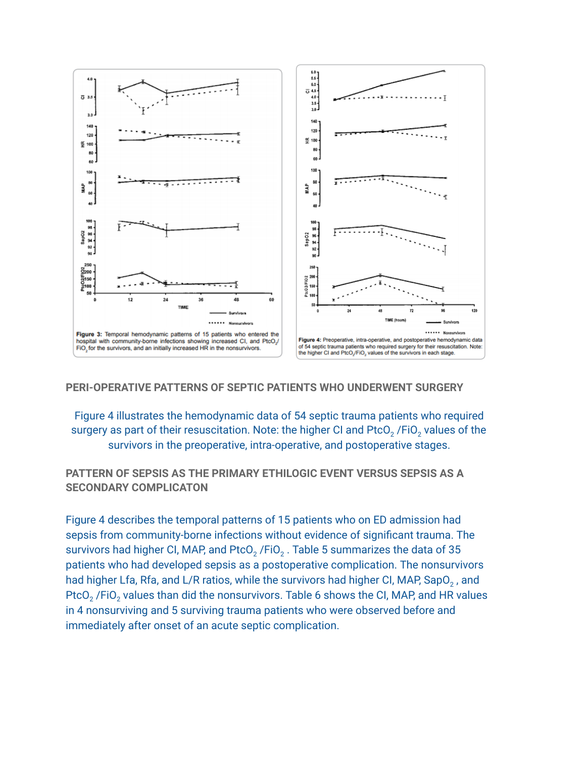Figure 3: Temporal hemodynamic patterns of 15 patients who entered the hospital with community-borne infections showing increased CI, and $PtcO_2/FiO_2$ for the survivors, and an initially increased HR in the nonsurvivors.

Figure 4: Preoperative, intra-operative, and postoperative hemodynamic data of 54 septic trauma patients who required surgery for their resuscitation. Note: the higher CI and $PtcO_2/FiO_2$ values of the survivors in each stage.

## PERI-OPERATIVE PATTERNS OF SEPTIC PATIENTS WHO UNDERWENT SURGERY

Figure 4 illustrates the hemodynamic data of 54 septic trauma patients who required surgery as part of their resuscitation. Note: the higher CI and $PtcO_2$ /$FiO_2$ values of the survivors in the preoperative, intra-operative, and postoperative stages.

## PATTERN OF SEPSIS AS THE PRIMARY ETHILOGIC EVENT VERSUS SEPSIS AS A SECONDARY COMPLICATON

Figure 4 describes the temporal patterns of 15 patients who on ED admission had sepsis from community-borne infections without evidence of significant trauma. The survivors had higher CI, MAP, and $PtcO_2$ /$FiO_2$ . Table 5 summarizes the data of 35 patients who had developed sepsis as a postoperative complication. The nonsurvivors had higher Lfa, Rfa, and L/R ratios, while the survivors had higher CI, MAP, $SapO_2$ , and $PtcO_2$ /$FiO_2$ values than did the nonsurvivors. Table 6 shows the CI, MAP, and HR values in 4 nonsurviving and 5 surviving trauma patients who were observed before and immediately after onset of an acute septic complication.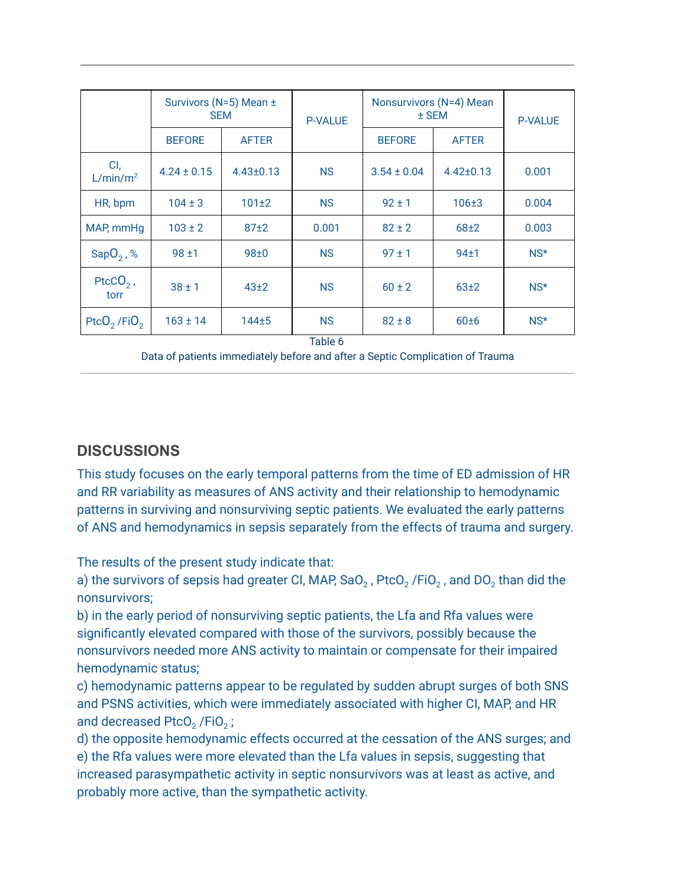| | Survivors (N=5) Mean ± SEM | | P-VALUE | Nonsurvivors (N=4) Mean ± SEM | | P-VALUE |
|---|---|---|---|---|---|---|
| | BEFORE | AFTER | | BEFORE | AFTER | |
| CI, $L/min/m^2$ | 4.24 ± 0.15 | 4.43±0.13 | NS | 3.54 ± 0.04 | 4.42±0.13 | 0.001 |
| HR, bpm | 104 ± 3 | 101±2 | NS | 92 ± 1 | 106±3 | 0.004 |
| MAP, mmHg | 103 ± 2 | 87±2 | 0.001 | 82 ± 2 | 68±2 | 0.003 |
| $SapO_2$ , % | 98 ±1 | 98±0 | NS | 97 ± 1 | 94±1 | NS* |
| $PtcCO_2$ , torr | 38 ± 1 | 43±2 | NS | 60 ± 2 | 63±2 | NS* |
| $PtcO_2$ /$FiO_2$ | 163 ± 14 | 144±5 | NS | 82 ± 8 | 60±6 | NS* |

Table 6

Data of patients immediately before and after a Septic Complication of Trauma

## DISCUSSIONS

This study focuses on the early temporal patterns from the time of ED admission of HR and RR variability as measures of ANS activity and their relationship to hemodynamic patterns in surviving and nonsurviving septic patients. We evaluated the early patterns of ANS and hemodynamics in sepsis separately from the effects of trauma and surgery.

The results of the present study indicate that:

a) the survivors of sepsis had greater CI, MAP, $SaO_2$ , $PtcO_2$ /$FiO_2$ , and $DO_2$ than did the nonsurvivors;

b) in the early period of nonsurviving septic patients, the Lfa and Rfa values were significantly elevated compared with those of the survivors, possibly because the nonsurvivors needed more ANS activity to maintain or compensate for their impaired hemodynamic status;

c) hemodynamic patterns appear to be regulated by sudden abrupt surges of both SNS and PSNS activities, which were immediately associated with higher CI, MAP, and HR and decreased $PtcO_2$ /$FiO_2$ ;

d) the opposite hemodynamic effects occurred at the cessation of the ANS surges; and

e) the Rfa values were more elevated than the Lfa values in sepsis, suggesting that increased parasympathetic activity in septic nonsurvivors was at least as active, and probably more active, than the sympathetic activity.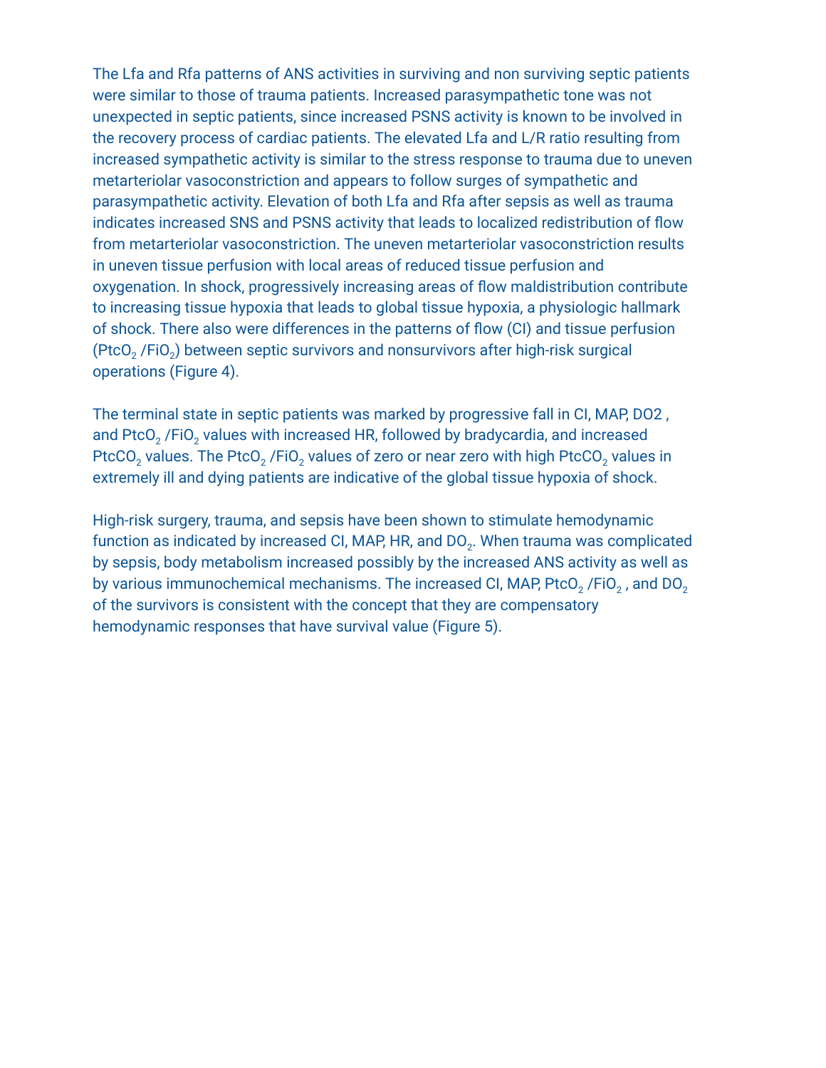The Lfa and Rfa patterns of ANS activities in surviving and non surviving septic patients were similar to those of trauma patients. Increased parasympathetic tone was not unexpected in septic patients, since increased PSNS activity is known to be involved in the recovery process of cardiac patients. The elevated Lfa and L/R ratio resulting from increased sympathetic activity is similar to the stress response to trauma due to uneven metarteriolar vasoconstriction and appears to follow surges of sympathetic and parasympathetic activity. Elevation of both Lfa and Rfa after sepsis as well as trauma indicates increased SNS and PSNS activity that leads to localized redistribution of flow from metarteriolar vasoconstriction. The uneven metarteriolar vasoconstriction results in uneven tissue perfusion with local areas of reduced tissue perfusion and oxygenation. In shock, progressively increasing areas of flow maldistribution contribute to increasing tissue hypoxia that leads to global tissue hypoxia, a physiologic hallmark of shock. There also were differences in the patterns of flow (CI) and tissue perfusion ($PtcO_2$ /$FiO_2$) between septic survivors and nonsurvivors after high-risk surgical operations (Figure 4).

The terminal state in septic patients was marked by progressive fall in CI, MAP, DO2 , and $PtcO_2$ /$FiO_2$ values with increased HR, followed by bradycardia, and increased $PtcCO_2$ values. The $PtcO_2$ /$FiO_2$ values of zero or near zero with high $PtcCO_2$ values in extremely ill and dying patients are indicative of the global tissue hypoxia of shock.

High-risk surgery, trauma, and sepsis have been shown to stimulate hemodynamic function as indicated by increased CI, MAP, HR, and $DO_2$. When trauma was complicated by sepsis, body metabolism increased possibly by the increased ANS activity as well as by various immunochemical mechanisms. The increased CI, MAP, $PtcO_2$ /$FiO_2$ , and $DO_2$ of the survivors is consistent with the concept that they are compensatory hemodynamic responses that have survival value (Figure 5).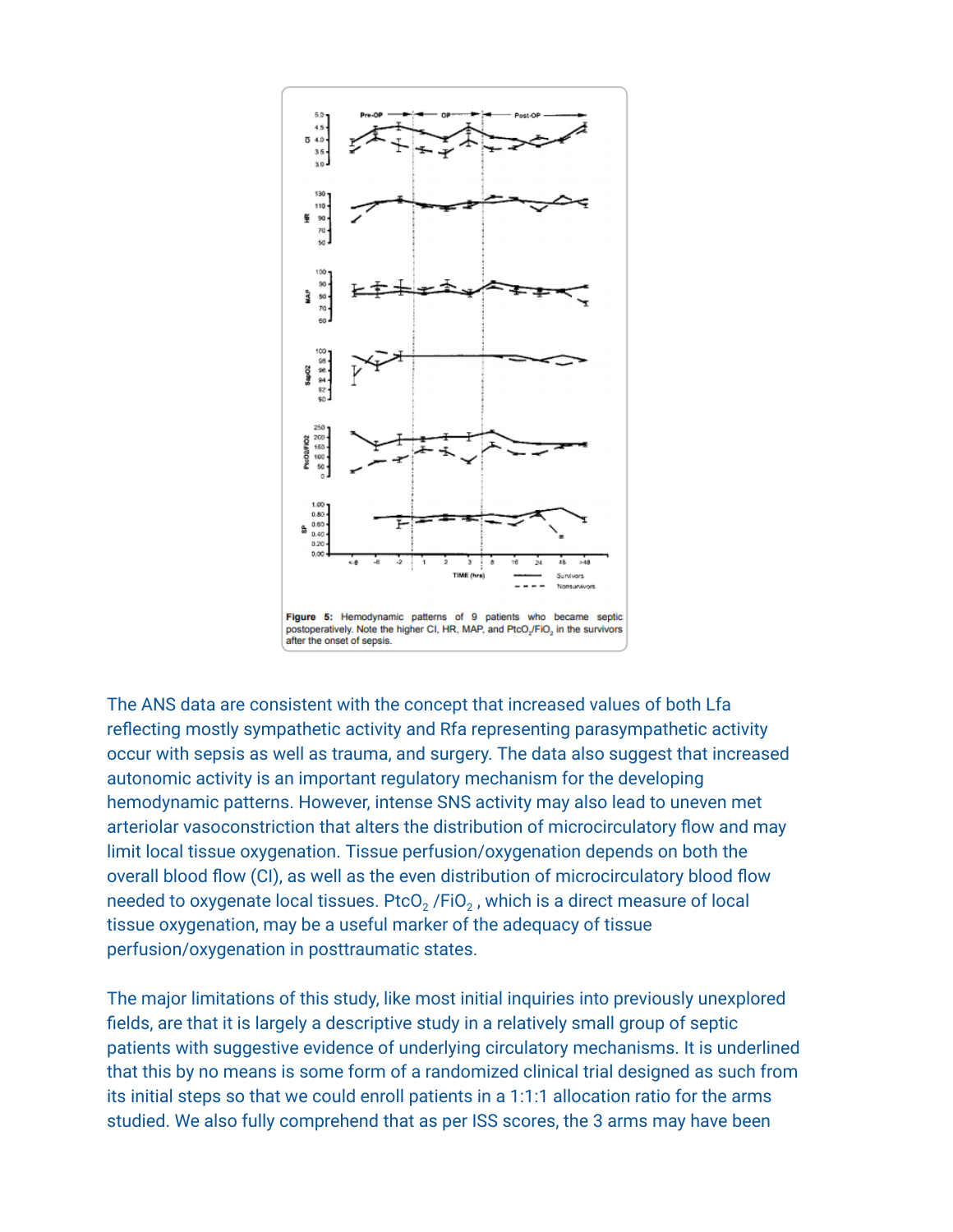**Figure 5:** Hemodynamic patterns of 9 patients who became septic postoperatively. Note the higher CI, HR, MAP, and $PtcO_2/FiO_2$ in the survivors after the onset of sepsis.

The ANS data are consistent with the concept that increased values of both Lfa reflecting mostly sympathetic activity and Rfa representing parasympathetic activity occur with sepsis as well as trauma, and surgery. The data also suggest that increased autonomic activity is an important regulatory mechanism for the developing hemodynamic patterns. However, intense SNS activity may also lead to uneven met arteriolar vasoconstriction that alters the distribution of microcirculatory flow and may limit local tissue oxygenation. Tissue perfusion/oxygenation depends on both the overall blood flow (CI), as well as the even distribution of microcirculatory blood flow needed to oxygenate local tissues. $PtcO_2$ /$FiO_2$ , which is a direct measure of local tissue oxygenation, may be a useful marker of the adequacy of tissue perfusion/oxygenation in posttraumatic states.

The major limitations of this study, like most initial inquiries into previously unexplored fields, are that it is largely a descriptive study in a relatively small group of septic patients with suggestive evidence of underlying circulatory mechanisms. It is underlined that this by no means is some form of a randomized clinical trial designed as such from its initial steps so that we could enroll patients in a 1:1:1 allocation ratio for the arms studied. We also fully comprehend that as per ISS scores, the 3 arms may have been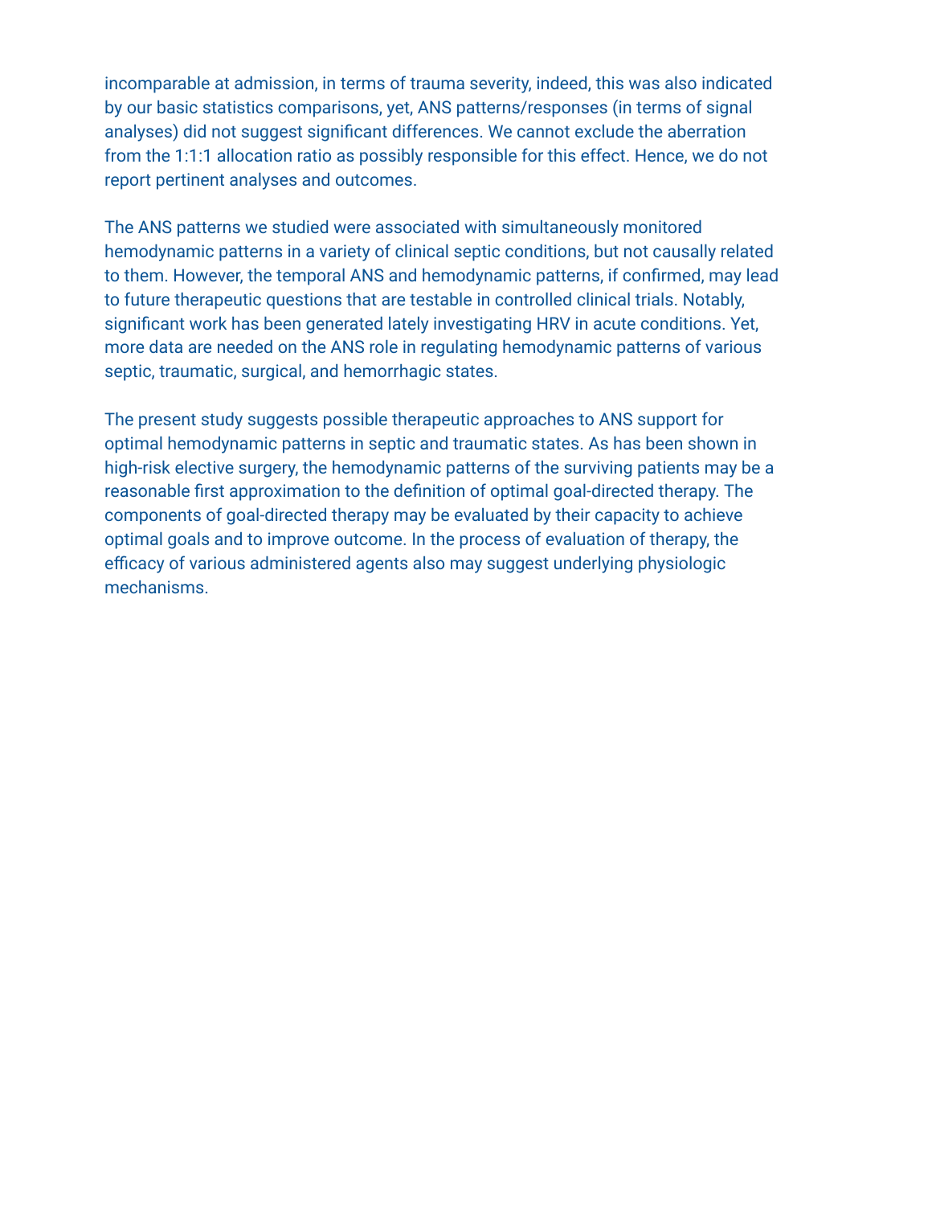incomparable at admission, in terms of trauma severity, indeed, this was also indicated by our basic statistics comparisons, yet, ANS patterns/responses (in terms of signal analyses) did not suggest significant differences. We cannot exclude the aberration from the 1:1:1 allocation ratio as possibly responsible for this effect. Hence, we do not report pertinent analyses and outcomes.

The ANS patterns we studied were associated with simultaneously monitored hemodynamic patterns in a variety of clinical septic conditions, but not causally related to them. However, the temporal ANS and hemodynamic patterns, if confirmed, may lead to future therapeutic questions that are testable in controlled clinical trials. Notably, significant work has been generated lately investigating HRV in acute conditions. Yet, more data are needed on the ANS role in regulating hemodynamic patterns of various septic, traumatic, surgical, and hemorrhagic states.

The present study suggests possible therapeutic approaches to ANS support for optimal hemodynamic patterns in septic and traumatic states. As has been shown in high-risk elective surgery, the hemodynamic patterns of the surviving patients may be a reasonable first approximation to the definition of optimal goal-directed therapy. The components of goal-directed therapy may be evaluated by their capacity to achieve optimal goals and to improve outcome. In the process of evaluation of therapy, the efficacy of various administered agents also may suggest underlying physiologic mechanisms.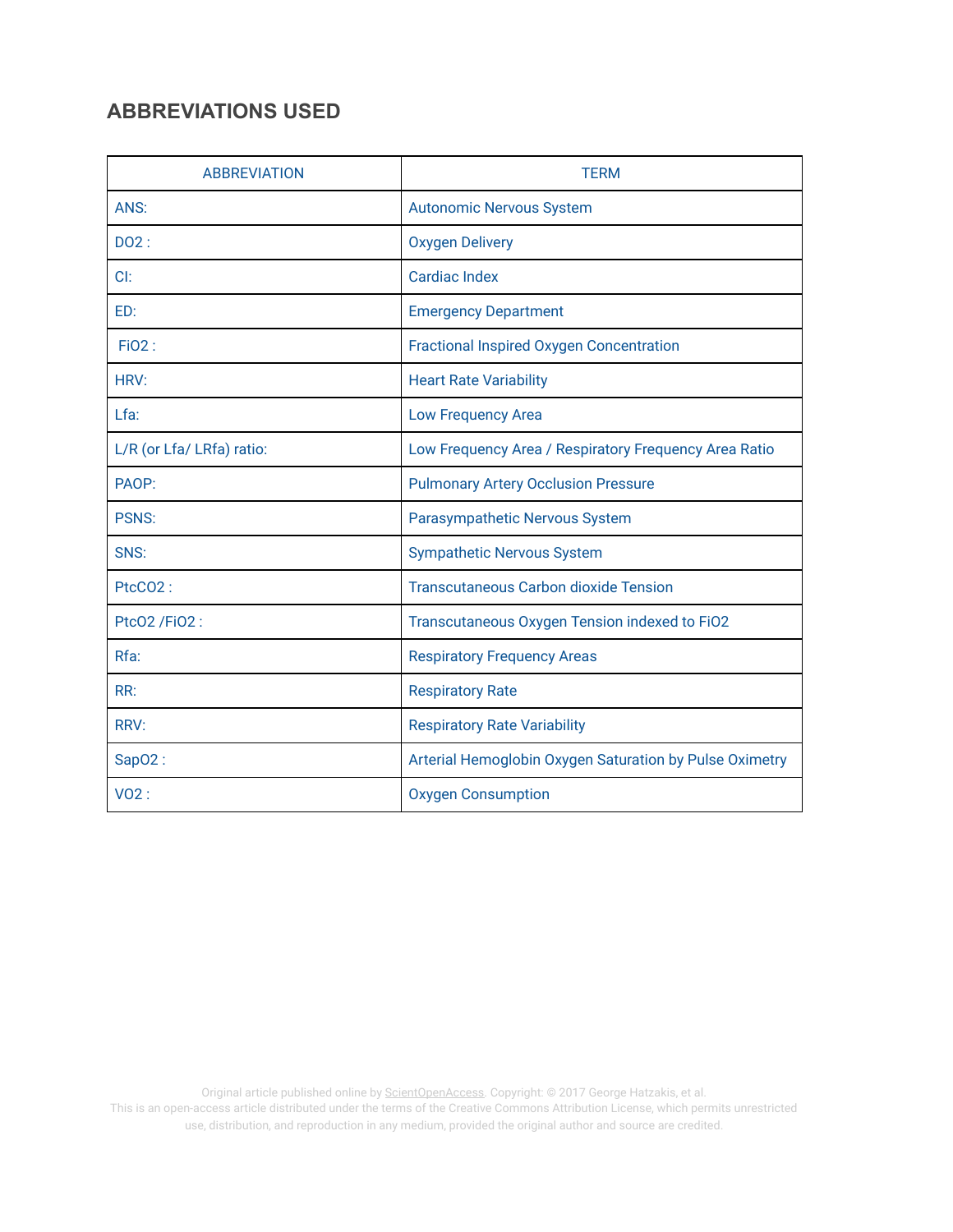## ABBREVIATIONS USED

| ABBREVIATION | TERM |
|---|---|
| ANS: | Autonomic Nervous System |
| DO2 : | Oxygen Delivery |
| CI: | Cardiac Index |
| ED: | Emergency Department |
| FiO2 : | Fractional Inspired Oxygen Concentration |
| HRV: | Heart Rate Variability |
| Lfa: | Low Frequency Area |
| L/R (or Lfa/ LRfa) ratio: | Low Frequency Area / Respiratory Frequency Area Ratio |
| PAOP: | Pulmonary Artery Occlusion Pressure |
| PSNS: | Parasympathetic Nervous System |
| SNS: | Sympathetic Nervous System |
| PtcCO2 : | Transcutaneous Carbon dioxide Tension |
| PtcO2 /FiO2 : | Transcutaneous Oxygen Tension indexed to FiO2 |
| Rfa: | Respiratory Frequency Areas |
| RR: | Respiratory Rate |
| RRV: | Respiratory Rate Variability |
| SapO2 : | Arterial Hemoglobin Oxygen Saturation by Pulse Oximetry |
| VO2 : | Oxygen Consumption |